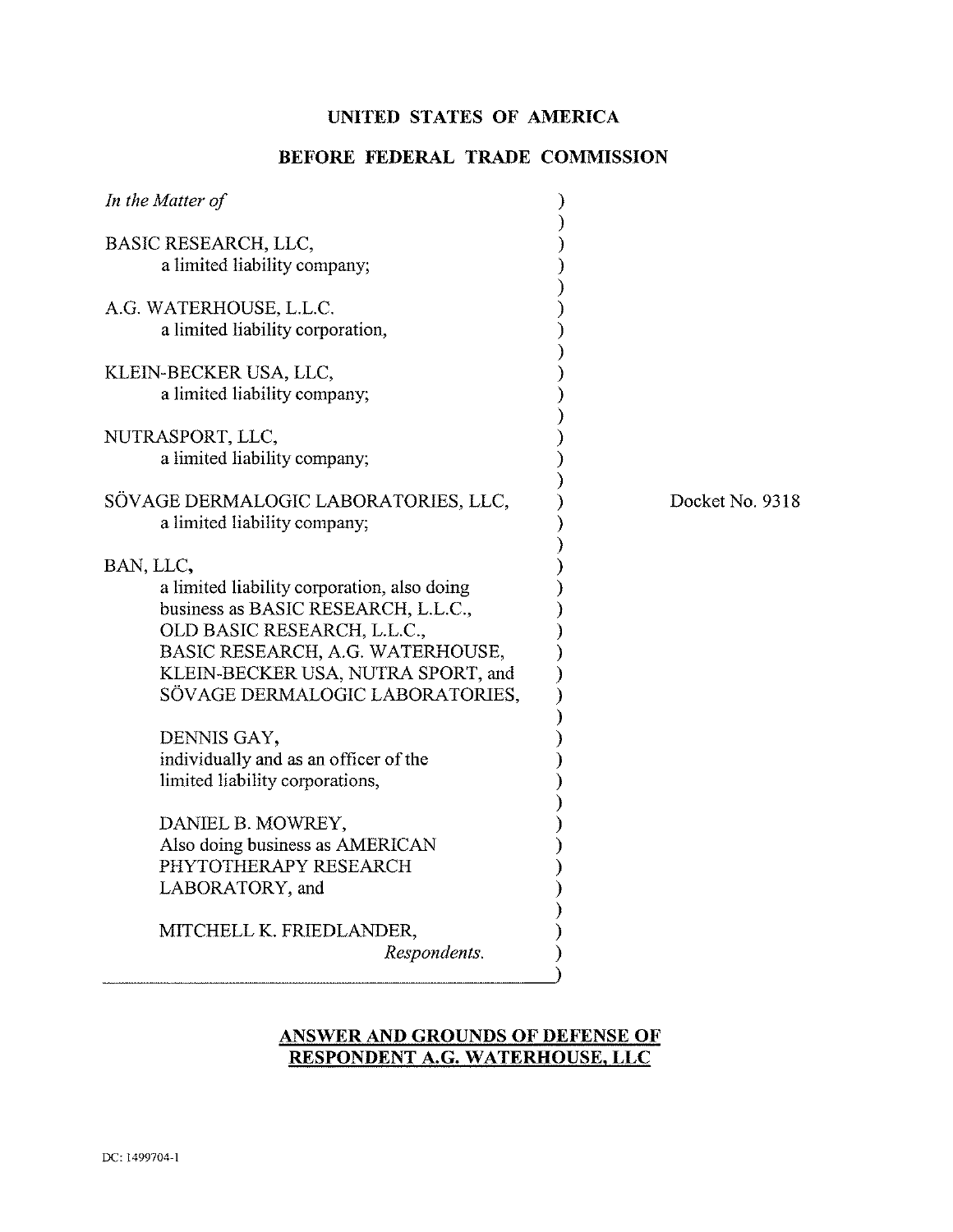**UNITED STATES OF AMERICA**

**BEFORE FEDERAL TRADE COMMISSION**

*In the Matter of*

BASIC RESEARCH, LLC,
a limited liability company;

A.G. WATERHOUSE, L.L.C.
a limited liability corporation,

KLEIN-BECKER USA, LLC,
a limited liability company;

NUTRASPORT, LLC,
a limited liability company;

SÖVAGE DERMALOGIC LABORATORIES, LLC,
a limited liability company;

BAN, LLC,
a limited liability corporation, also doing business as BASIC RESEARCH, L.L.C., OLD BASIC RESEARCH, L.L.C., BASIC RESEARCH, A.G. WATERHOUSE, KLEIN-BECKER USA, NUTRA SPORT, and SÖVAGE DERMALOGIC LABORATORIES,

DENNIS GAY,
individually and as an officer of the limited liability corporations,

DANIEL B. MOWREY,
Also doing business as AMERICAN PHYTOTHERAPY RESEARCH LABORATORY, and

MITCHELL K. FRIEDLANDER,
*Respondents.*

Docket No. 9318

## ANSWER AND GROUNDS OF DEFENSE OF RESPONDENT A.G. WATERHOUSE, LLC

DC: 1499704-1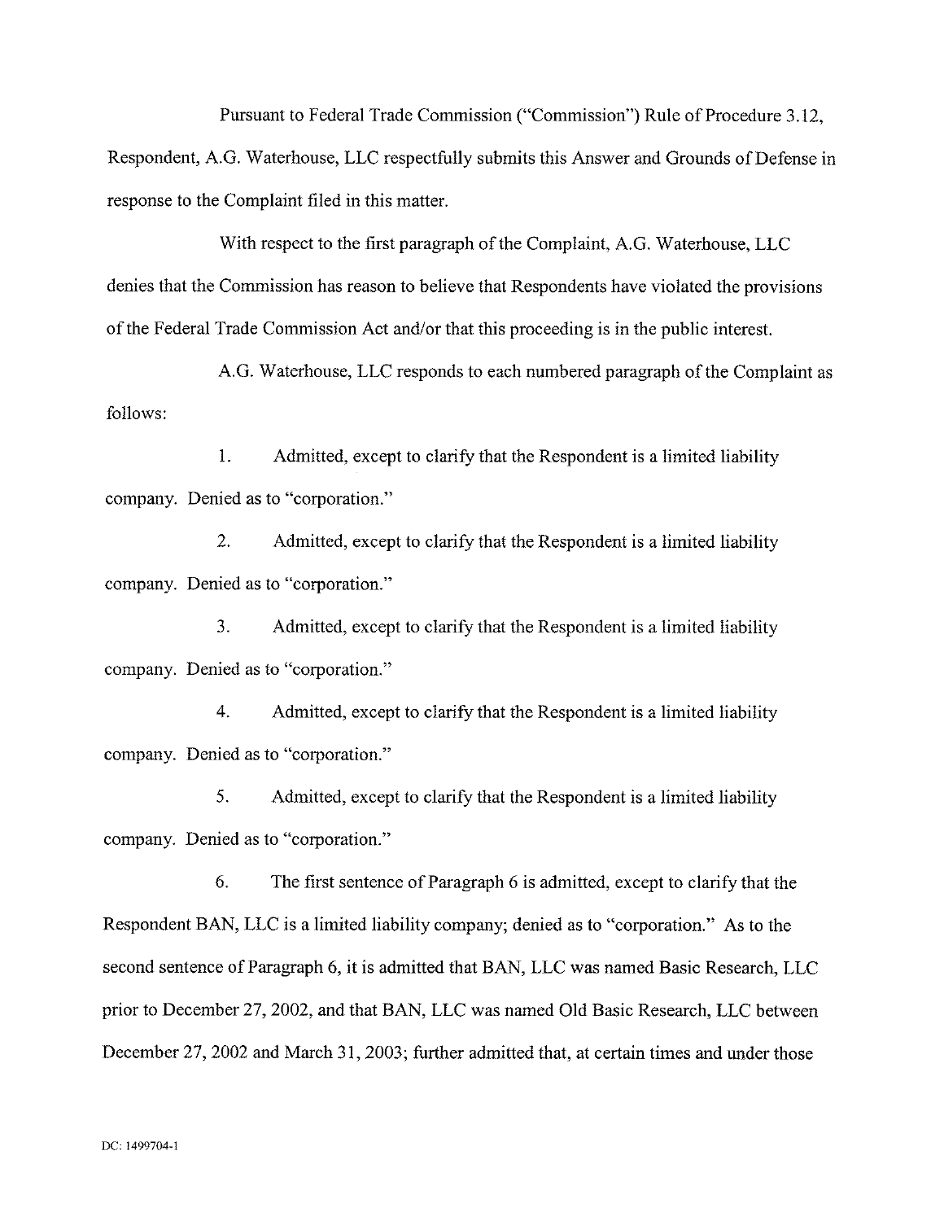Pursuant to Federal Trade Commission ("Commission") Rule of Procedure 3.12, Respondent, A.G. Waterhouse, LLC respectfully submits this Answer and Grounds of Defense in response to the Complaint filed in this matter.

With respect to the first paragraph of the Complaint, A.G. Waterhouse, LLC denies that the Commission has reason to believe that Respondents have violated the provisions of the Federal Trade Commission Act and/or that this proceeding is in the public interest.

A.G. Waterhouse, LLC responds to each numbered paragraph of the Complaint as follows:

1. Admitted, except to clarify that the Respondent is a limited liability company. Denied as to "corporation."

2. Admitted, except to clarify that the Respondent is a limited liability company. Denied as to "corporation."

3. Admitted, except to clarify that the Respondent is a limited liability company. Denied as to "corporation."

4. Admitted, except to clarify that the Respondent is a limited liability company. Denied as to "corporation."

5. Admitted, except to clarify that the Respondent is a limited liability company. Denied as to "corporation."

6. The first sentence of Paragraph 6 is admitted, except to clarify that the Respondent BAN, LLC is a limited liability company; denied as to "corporation." As to the second sentence of Paragraph 6, it is admitted that BAN, LLC was named Basic Research, LLC prior to December 27, 2002, and that BAN, LLC was named Old Basic Research, LLC between December 27, 2002 and March 31, 2003; further admitted that, at certain times and under those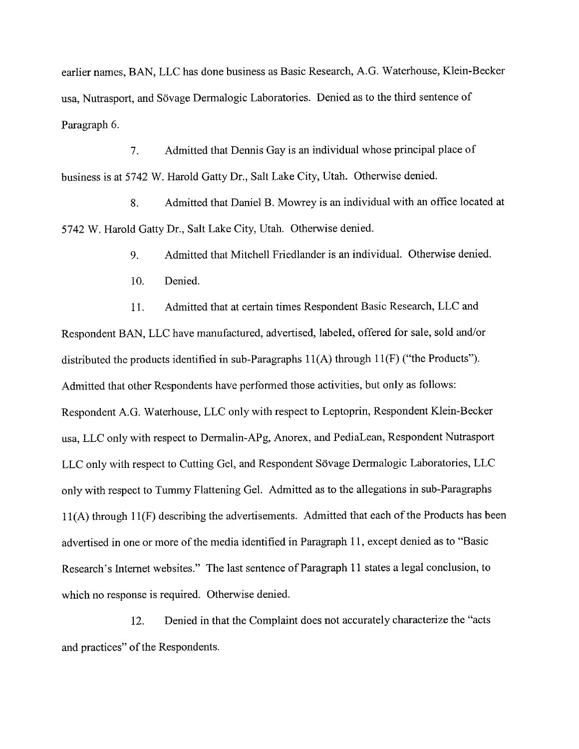earlier names, BAN, LLC has done business as Basic Research, A.G. Waterhouse, Klein-Becker usa, Nutrasport, and Sövage Dermalogic Laboratories. Denied as to the third sentence of Paragraph 6.

7. Admitted that Dennis Gay is an individual whose principal place of business is at 5742 W. Harold Gatty Dr., Salt Lake City, Utah. Otherwise denied.

8. Admitted that Daniel B. Mowrey is an individual with an office located at 5742 W. Harold Gatty Dr., Salt Lake City, Utah. Otherwise denied.

9. Admitted that Mitchell Friedlander is an individual. Otherwise denied.

10. Denied.

11. Admitted that at certain times Respondent Basic Research, LLC and Respondent BAN, LLC have manufactured, advertised, labeled, offered for sale, sold and/or distributed the products identified in sub-Paragraphs 11(A) through 11(F) ("the Products"). Admitted that other Respondents have performed those activities, but only as follows: Respondent A.G. Waterhouse, LLC only with respect to Leptoprin, Respondent Klein-Becker usa, LLC only with respect to Dermalin-APg, Anorex, and PediaLean, Respondent Nutrasport LLC only with respect to Cutting Gel, and Respondent Sövage Dermalogic Laboratories, LLC only with respect to Tummy Flattening Gel. Admitted as to the allegations in sub-Paragraphs 11(A) through 11(F) describing the advertisements. Admitted that each of the Products has been advertised in one or more of the media identified in Paragraph 11, except denied as to "Basic Research's Internet websites." The last sentence of Paragraph 11 states a legal conclusion, to which no response is required. Otherwise denied.

12. Denied in that the Complaint does not accurately characterize the "acts and practices" of the Respondents.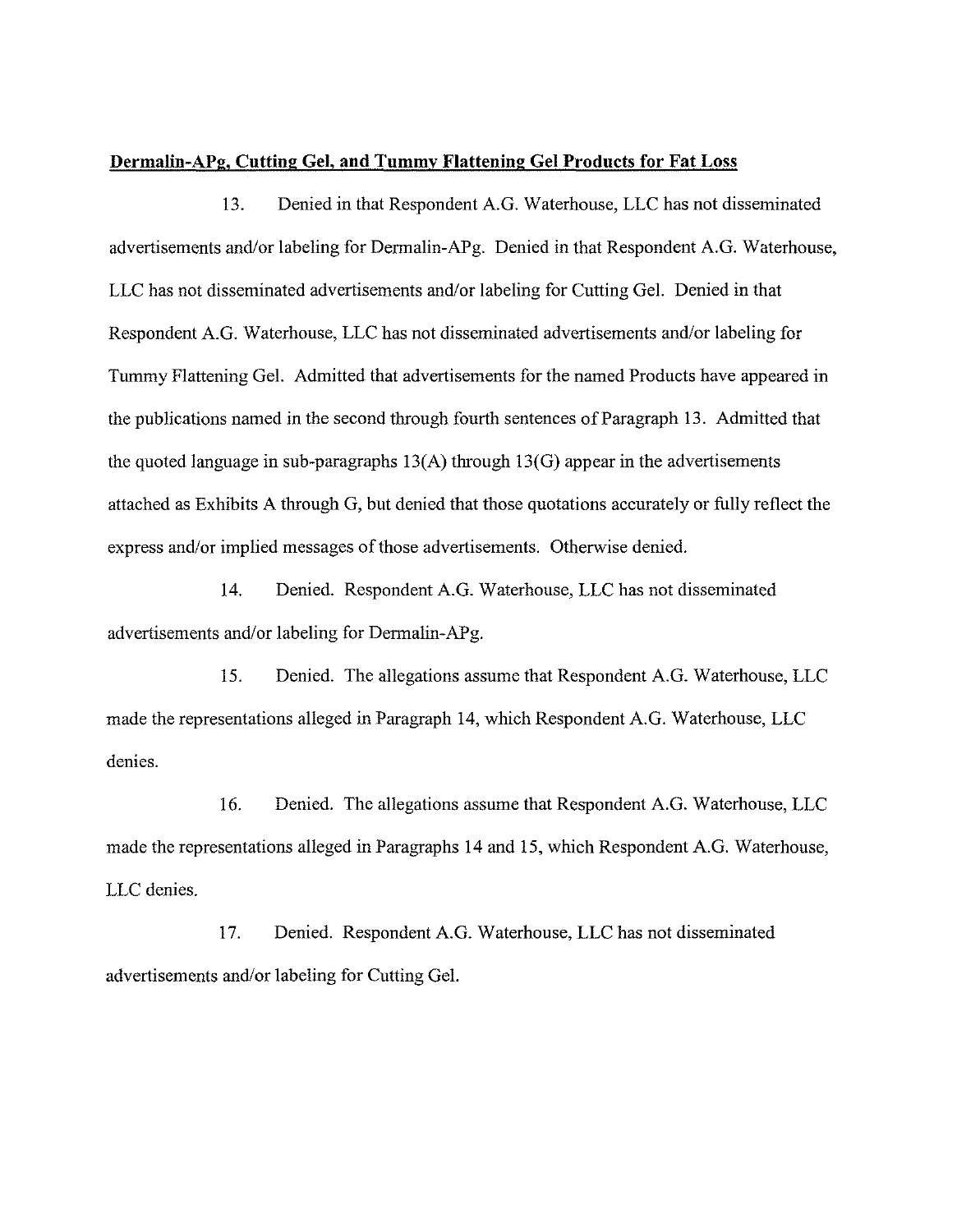**Dermalin-APg, Cutting Gel, and Tummy Flattening Gel Products for Fat Loss**

13. Denied in that Respondent A.G. Waterhouse, LLC has not disseminated advertisements and/or labeling for Dermalin-APg. Denied in that Respondent A.G. Waterhouse, LLC has not disseminated advertisements and/or labeling for Cutting Gel. Denied in that Respondent A.G. Waterhouse, LLC has not disseminated advertisements and/or labeling for Tummy Flattening Gel. Admitted that advertisements for the named Products have appeared in the publications named in the second through fourth sentences of Paragraph 13. Admitted that the quoted language in sub-paragraphs 13(A) through 13(G) appear in the advertisements attached as Exhibits A through G, but denied that those quotations accurately or fully reflect the express and/or implied messages of those advertisements. Otherwise denied.

14. Denied. Respondent A.G. Waterhouse, LLC has not disseminated advertisements and/or labeling for Dermalin-APg.

15. Denied. The allegations assume that Respondent A.G. Waterhouse, LLC made the representations alleged in Paragraph 14, which Respondent A.G. Waterhouse, LLC denies.

16. Denied. The allegations assume that Respondent A.G. Waterhouse, LLC made the representations alleged in Paragraphs 14 and 15, which Respondent A.G. Waterhouse, LLC denies.

17. Denied. Respondent A.G. Waterhouse, LLC has not disseminated advertisements and/or labeling for Cutting Gel.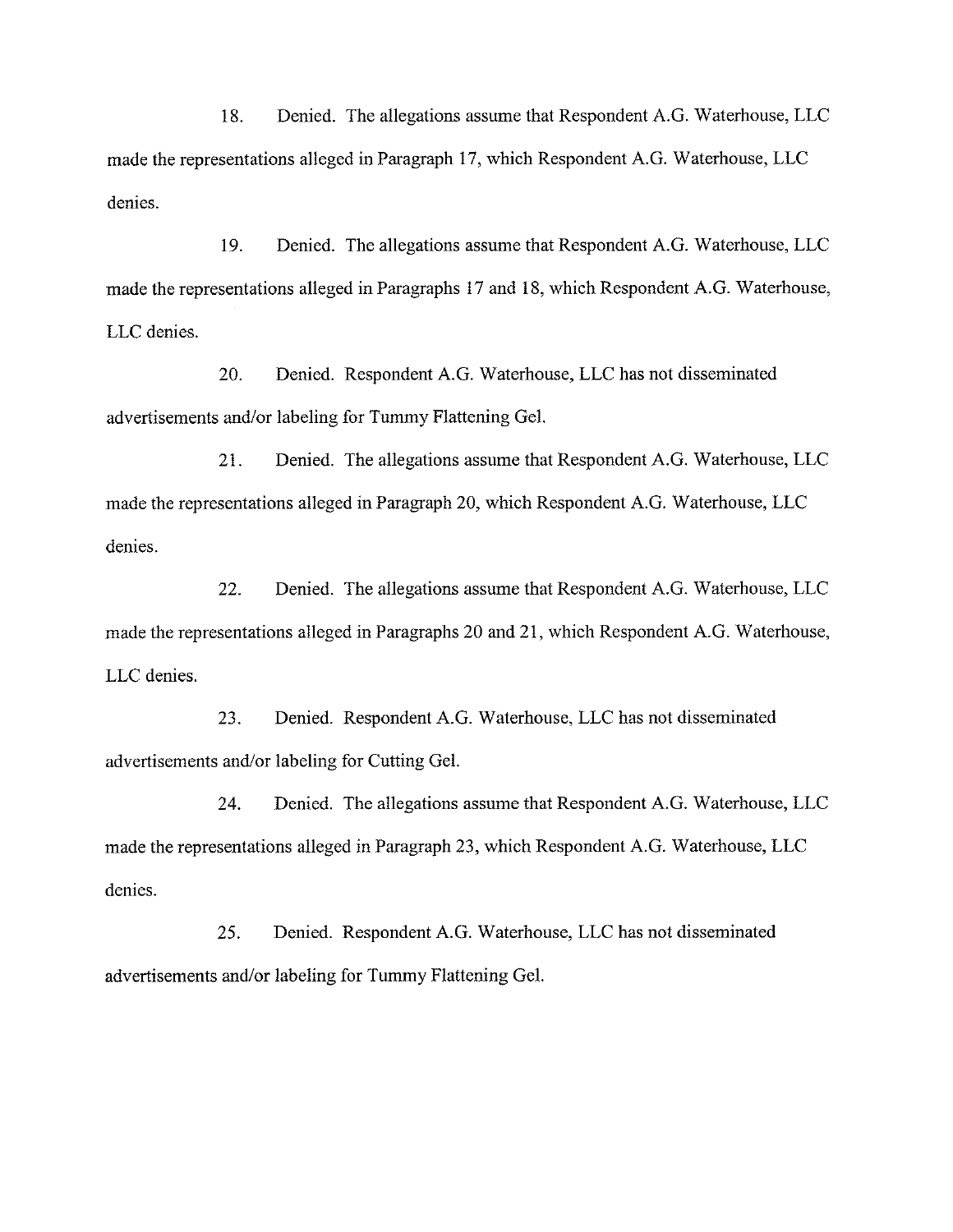18. Denied. The allegations assume that Respondent A.G. Waterhouse, LLC made the representations alleged in Paragraph 17, which Respondent A.G. Waterhouse, LLC denies.

19. Denied. The allegations assume that Respondent A.G. Waterhouse, LLC made the representations alleged in Paragraphs 17 and 18, which Respondent A.G. Waterhouse, LLC denies.

20. Denied. Respondent A.G. Waterhouse, LLC has not disseminated advertisements and/or labeling for Tummy Flattening Gel.

21. Denied. The allegations assume that Respondent A.G. Waterhouse, LLC made the representations alleged in Paragraph 20, which Respondent A.G. Waterhouse, LLC denies.

22. Denied. The allegations assume that Respondent A.G. Waterhouse, LLC made the representations alleged in Paragraphs 20 and 21, which Respondent A.G. Waterhouse, LLC denies.

23. Denied. Respondent A.G. Waterhouse, LLC has not disseminated advertisements and/or labeling for Cutting Gel.

24. Denied. The allegations assume that Respondent A.G. Waterhouse, LLC made the representations alleged in Paragraph 23, which Respondent A.G. Waterhouse, LLC denies.

25. Denied. Respondent A.G. Waterhouse, LLC has not disseminated advertisements and/or labeling for Tummy Flattening Gel.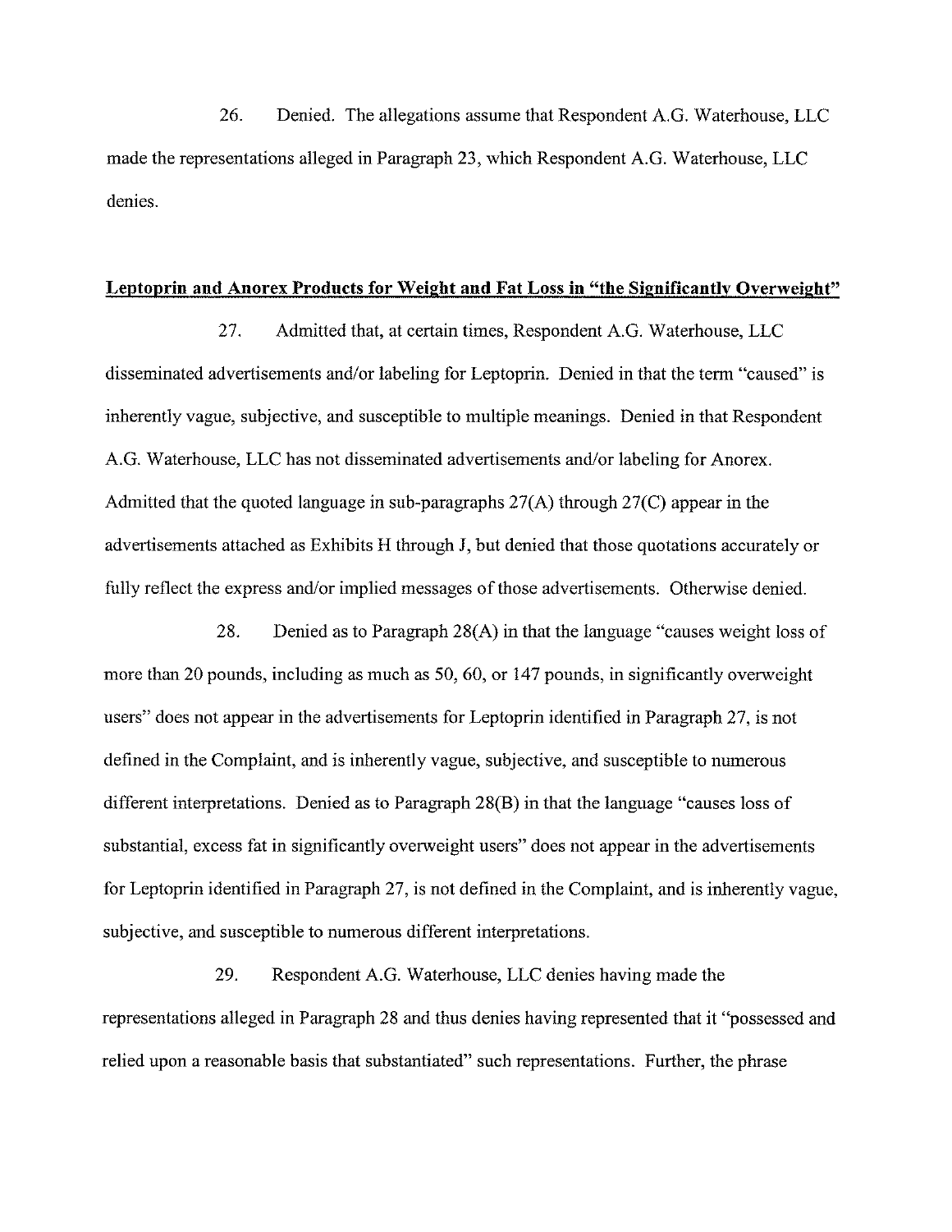26. Denied. The allegations assume that Respondent A.G. Waterhouse, LLC made the representations alleged in Paragraph 23, which Respondent A.G. Waterhouse, LLC denies.

**Leptoprin and Anorex Products for Weight and Fat Loss in "the Significantly Overweight"**

27. Admitted that, at certain times, Respondent A.G. Waterhouse, LLC disseminated advertisements and/or labeling for Leptoprin. Denied in that the term "caused" is inherently vague, subjective, and susceptible to multiple meanings. Denied in that Respondent A.G. Waterhouse, LLC has not disseminated advertisements and/or labeling for Anorex. Admitted that the quoted language in sub-paragraphs 27(A) through 27(C) appear in the advertisements attached as Exhibits H through J, but denied that those quotations accurately or fully reflect the express and/or implied messages of those advertisements. Otherwise denied.

28. Denied as to Paragraph 28(A) in that the language "causes weight loss of more than 20 pounds, including as much as 50, 60, or 147 pounds, in significantly overweight users" does not appear in the advertisements for Leptoprin identified in Paragraph 27, is not defined in the Complaint, and is inherently vague, subjective, and susceptible to numerous different interpretations. Denied as to Paragraph 28(B) in that the language "causes loss of substantial, excess fat in significantly overweight users" does not appear in the advertisements for Leptoprin identified in Paragraph 27, is not defined in the Complaint, and is inherently vague, subjective, and susceptible to numerous different interpretations.

29. Respondent A.G. Waterhouse, LLC denies having made the representations alleged in Paragraph 28 and thus denies having represented that it "possessed and relied upon a reasonable basis that substantiated" such representations. Further, the phrase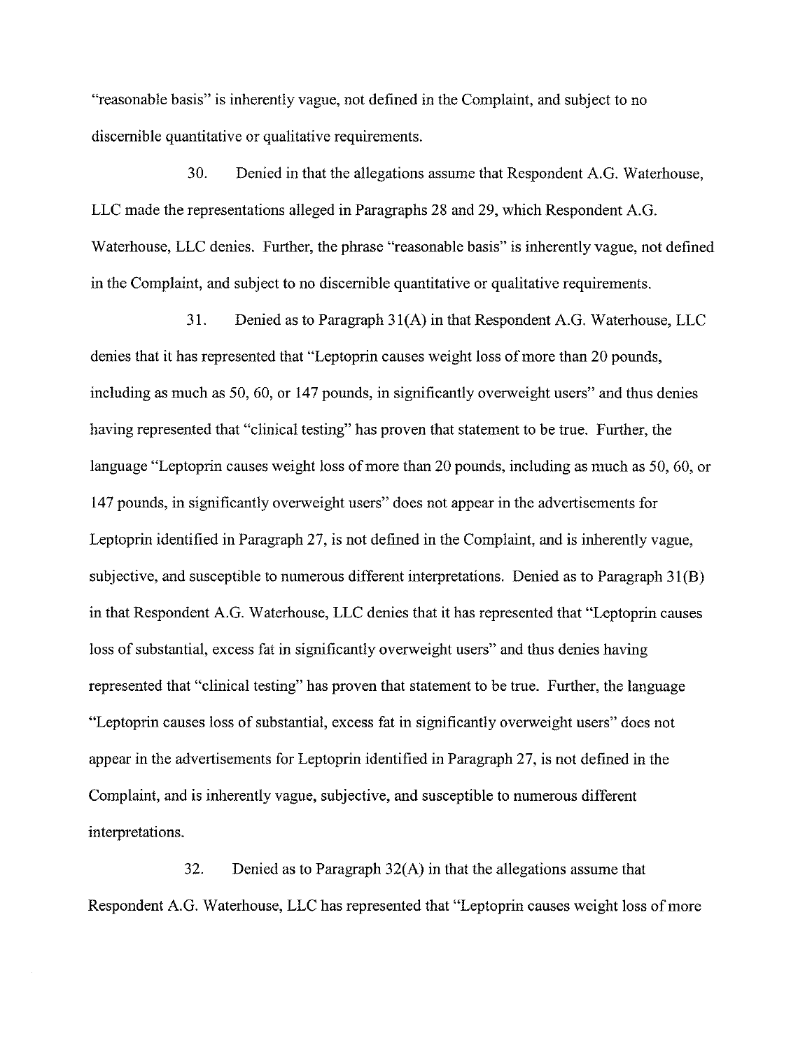"reasonable basis" is inherently vague, not defined in the Complaint, and subject to no discernible quantitative or qualitative requirements.

30. Denied in that the allegations assume that Respondent A.G. Waterhouse, LLC made the representations alleged in Paragraphs 28 and 29, which Respondent A.G. Waterhouse, LLC denies. Further, the phrase "reasonable basis" is inherently vague, not defined in the Complaint, and subject to no discernible quantitative or qualitative requirements.

31. Denied as to Paragraph 31(A) in that Respondent A.G. Waterhouse, LLC denies that it has represented that "Leptoprin causes weight loss of more than 20 pounds, including as much as 50, 60, or 147 pounds, in significantly overweight users" and thus denies having represented that "clinical testing" has proven that statement to be true. Further, the language "Leptoprin causes weight loss of more than 20 pounds, including as much as 50, 60, or 147 pounds, in significantly overweight users" does not appear in the advertisements for Leptoprin identified in Paragraph 27, is not defined in the Complaint, and is inherently vague, subjective, and susceptible to numerous different interpretations. Denied as to Paragraph 31(B) in that Respondent A.G. Waterhouse, LLC denies that it has represented that "Leptoprin causes loss of substantial, excess fat in significantly overweight users" and thus denies having represented that "clinical testing" has proven that statement to be true. Further, the language "Leptoprin causes loss of substantial, excess fat in significantly overweight users" does not appear in the advertisements for Leptoprin identified in Paragraph 27, is not defined in the Complaint, and is inherently vague, subjective, and susceptible to numerous different interpretations.

32. Denied as to Paragraph 32(A) in that the allegations assume that Respondent A.G. Waterhouse, LLC has represented that "Leptoprin causes weight loss of more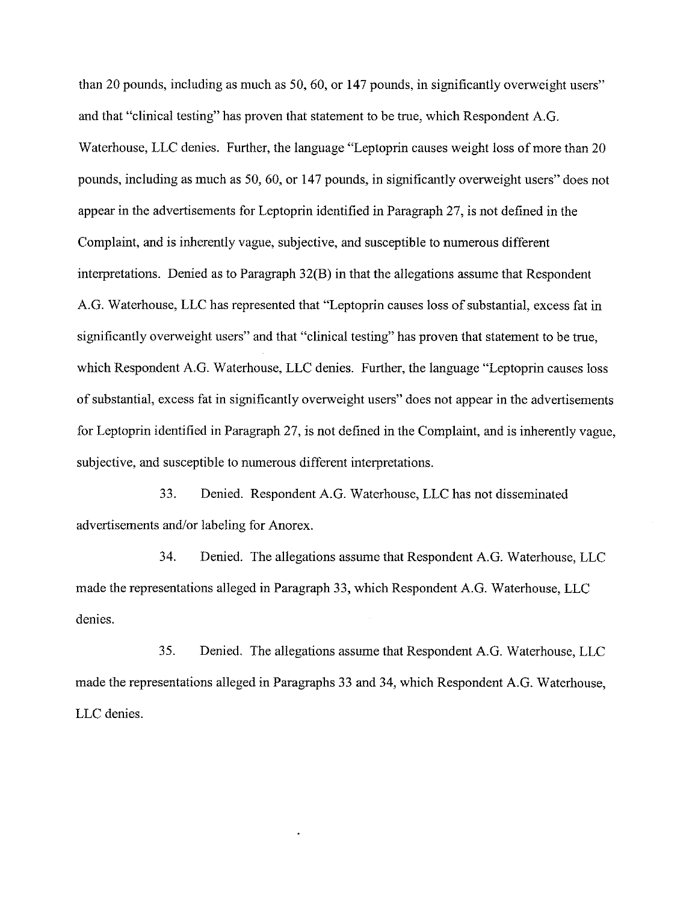than 20 pounds, including as much as 50, 60, or 147 pounds, in significantly overweight users" and that "clinical testing" has proven that statement to be true, which Respondent A.G. Waterhouse, LLC denies. Further, the language "Leptoprin causes weight loss of more than 20 pounds, including as much as 50, 60, or 147 pounds, in significantly overweight users" does not appear in the advertisements for Leptoprin identified in Paragraph 27, is not defined in the Complaint, and is inherently vague, subjective, and susceptible to numerous different interpretations. Denied as to Paragraph 32(B) in that the allegations assume that Respondent A.G. Waterhouse, LLC has represented that "Leptoprin causes loss of substantial, excess fat in significantly overweight users" and that "clinical testing" has proven that statement to be true, which Respondent A.G. Waterhouse, LLC denies. Further, the language "Leptoprin causes loss of substantial, excess fat in significantly overweight users" does not appear in the advertisements for Leptoprin identified in Paragraph 27, is not defined in the Complaint, and is inherently vague, subjective, and susceptible to numerous different interpretations.

33. Denied. Respondent A.G. Waterhouse, LLC has not disseminated advertisements and/or labeling for Anorex.

34. Denied. The allegations assume that Respondent A.G. Waterhouse, LLC made the representations alleged in Paragraph 33, which Respondent A.G. Waterhouse, LLC denies.

35. Denied. The allegations assume that Respondent A.G. Waterhouse, LLC made the representations alleged in Paragraphs 33 and 34, which Respondent A.G. Waterhouse, LLC denies.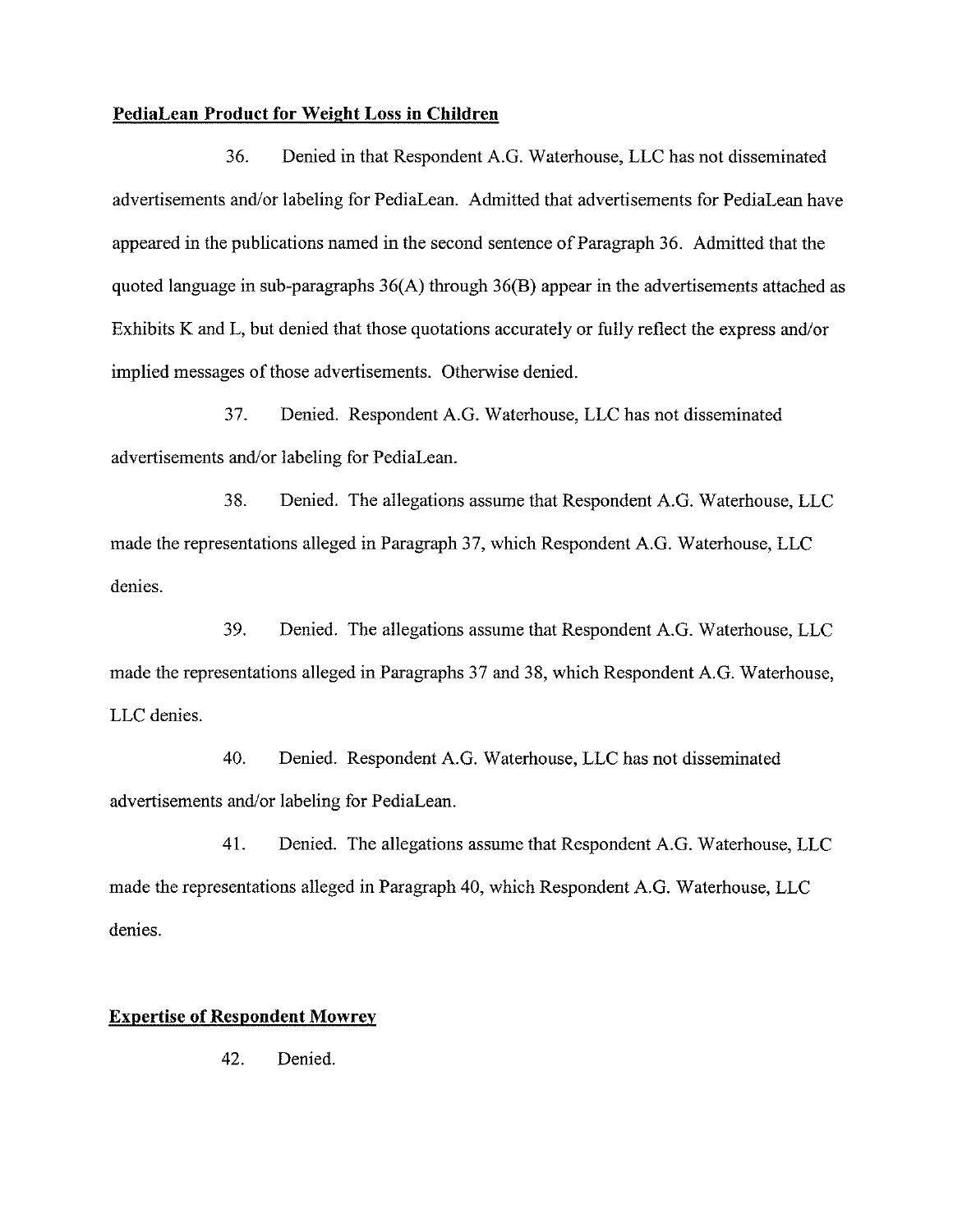**PediaLean Product for Weight Loss in Children**

36. Denied in that Respondent A.G. Waterhouse, LLC has not disseminated advertisements and/or labeling for PediaLean. Admitted that advertisements for PediaLean have appeared in the publications named in the second sentence of Paragraph 36. Admitted that the quoted language in sub-paragraphs 36(A) through 36(B) appear in the advertisements attached as Exhibits K and L, but denied that those quotations accurately or fully reflect the express and/or implied messages of those advertisements. Otherwise denied.

37. Denied. Respondent A.G. Waterhouse, LLC has not disseminated advertisements and/or labeling for PediaLean.

38. Denied. The allegations assume that Respondent A.G. Waterhouse, LLC made the representations alleged in Paragraph 37, which Respondent A.G. Waterhouse, LLC denies.

39. Denied. The allegations assume that Respondent A.G. Waterhouse, LLC made the representations alleged in Paragraphs 37 and 38, which Respondent A.G. Waterhouse, LLC denies.

40. Denied. Respondent A.G. Waterhouse, LLC has not disseminated advertisements and/or labeling for PediaLean.

41. Denied. The allegations assume that Respondent A.G. Waterhouse, LLC made the representations alleged in Paragraph 40, which Respondent A.G. Waterhouse, LLC denies.

**Expertise of Respondent Mowrey**

42. Denied.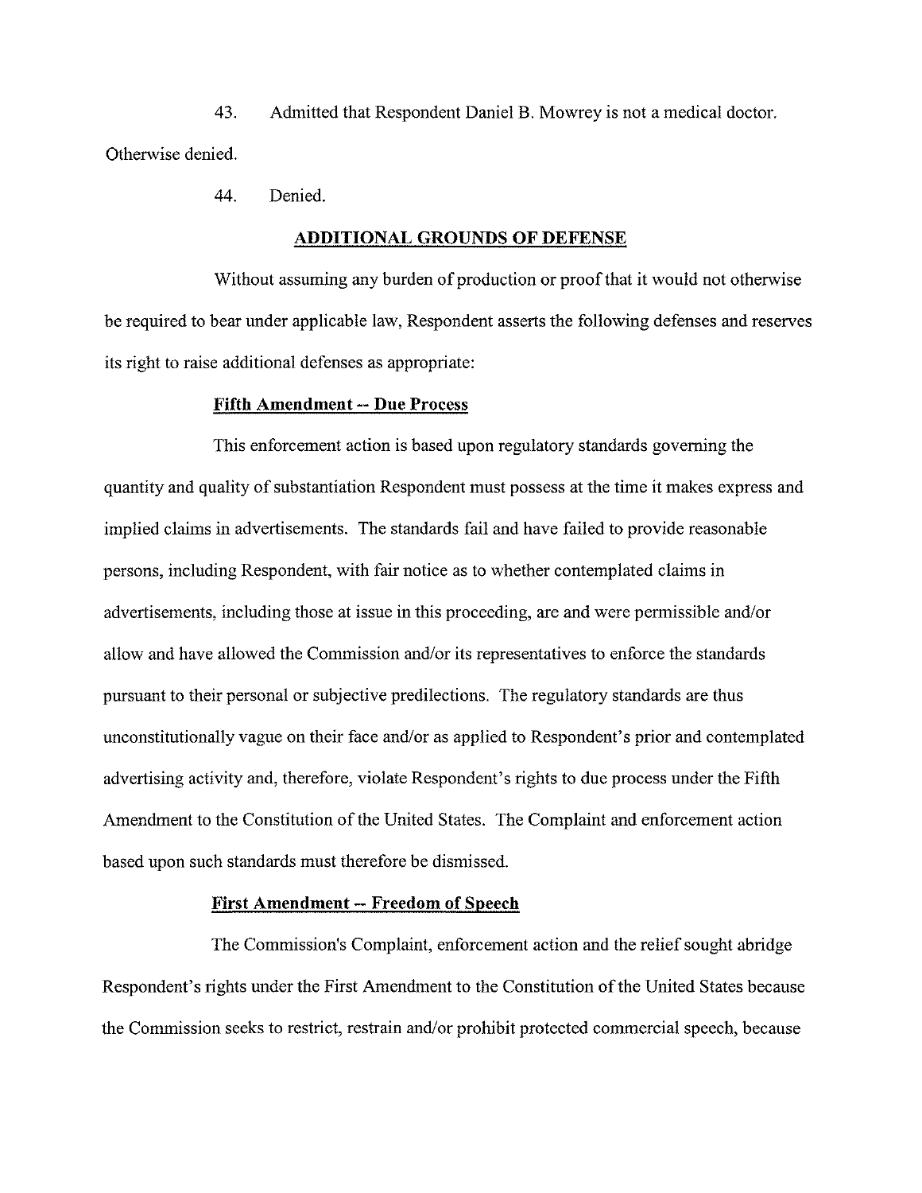43. Admitted that Respondent Daniel B. Mowrey is not a medical doctor. Otherwise denied.

44. Denied.

## ADDITIONAL GROUNDS OF DEFENSE

Without assuming any burden of production or proof that it would not otherwise be required to bear under applicable law, Respondent asserts the following defenses and reserves its right to raise additional defenses as appropriate:

### Fifth Amendment -- Due Process

This enforcement action is based upon regulatory standards governing the quantity and quality of substantiation Respondent must possess at the time it makes express and implied claims in advertisements. The standards fail and have failed to provide reasonable persons, including Respondent, with fair notice as to whether contemplated claims in advertisements, including those at issue in this proceeding, are and were permissible and/or allow and have allowed the Commission and/or its representatives to enforce the standards pursuant to their personal or subjective predilections. The regulatory standards are thus unconstitutionally vague on their face and/or as applied to Respondent's prior and contemplated advertising activity and, therefore, violate Respondent's rights to due process under the Fifth Amendment to the Constitution of the United States. The Complaint and enforcement action based upon such standards must therefore be dismissed.

### First Amendment -- Freedom of Speech

The Commission's Complaint, enforcement action and the relief sought abridge Respondent's rights under the First Amendment to the Constitution of the United States because the Commission seeks to restrict, restrain and/or prohibit protected commercial speech, because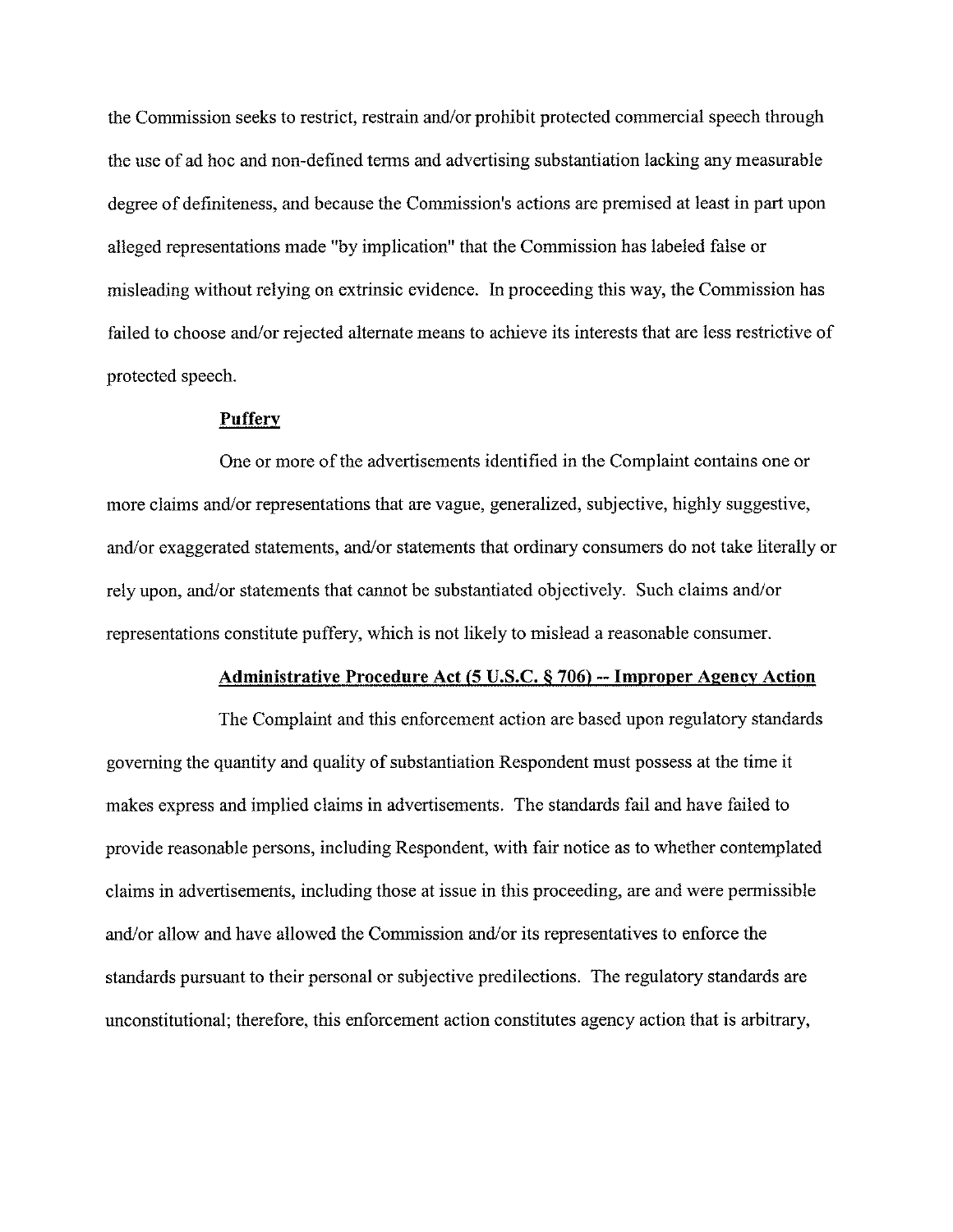the Commission seeks to restrict, restrain and/or prohibit protected commercial speech through the use of ad hoc and non-defined terms and advertising substantiation lacking any measurable degree of definiteness, and because the Commission's actions are premised at least in part upon alleged representations made "by implication" that the Commission has labeled false or misleading without relying on extrinsic evidence. In proceeding this way, the Commission has failed to choose and/or rejected alternate means to achieve its interests that are less restrictive of protected speech.

**Puffery**

One or more of the advertisements identified in the Complaint contains one or more claims and/or representations that are vague, generalized, subjective, highly suggestive, and/or exaggerated statements, and/or statements that ordinary consumers do not take literally or rely upon, and/or statements that cannot be substantiated objectively. Such claims and/or representations constitute puffery, which is not likely to mislead a reasonable consumer.

**Administrative Procedure Act (5 U.S.C. § 706) -- Improper Agency Action**

The Complaint and this enforcement action are based upon regulatory standards governing the quantity and quality of substantiation Respondent must possess at the time it makes express and implied claims in advertisements. The standards fail and have failed to provide reasonable persons, including Respondent, with fair notice as to whether contemplated claims in advertisements, including those at issue in this proceeding, are and were permissible and/or allow and have allowed the Commission and/or its representatives to enforce the standards pursuant to their personal or subjective predilections. The regulatory standards are unconstitutional; therefore, this enforcement action constitutes agency action that is arbitrary,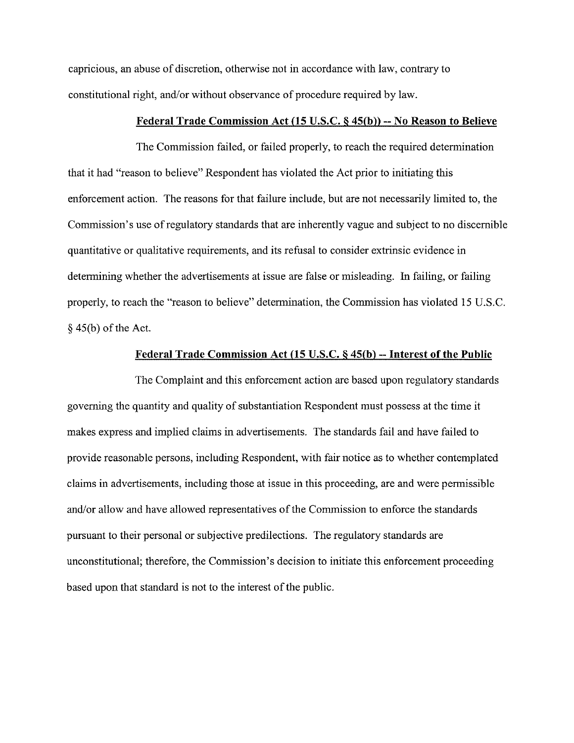capricious, an abuse of discretion, otherwise not in accordance with law, contrary to constitutional right, and/or without observance of procedure required by law.

**Federal Trade Commission Act (15 U.S.C. § 45(b)) -- No Reason to Believe**

The Commission failed, or failed properly, to reach the required determination that it had "reason to believe" Respondent has violated the Act prior to initiating this enforcement action. The reasons for that failure include, but are not necessarily limited to, the Commission's use of regulatory standards that are inherently vague and subject to no discernible quantitative or qualitative requirements, and its refusal to consider extrinsic evidence in determining whether the advertisements at issue are false or misleading. In failing, or failing properly, to reach the "reason to believe" determination, the Commission has violated 15 U.S.C. § 45(b) of the Act.

**Federal Trade Commission Act (15 U.S.C. § 45(b) -- Interest of the Public**

The Complaint and this enforcement action are based upon regulatory standards governing the quantity and quality of substantiation Respondent must possess at the time it makes express and implied claims in advertisements. The standards fail and have failed to provide reasonable persons, including Respondent, with fair notice as to whether contemplated claims in advertisements, including those at issue in this proceeding, are and were permissible and/or allow and have allowed representatives of the Commission to enforce the standards pursuant to their personal or subjective predilections. The regulatory standards are unconstitutional; therefore, the Commission's decision to initiate this enforcement proceeding based upon that standard is not to the interest of the public.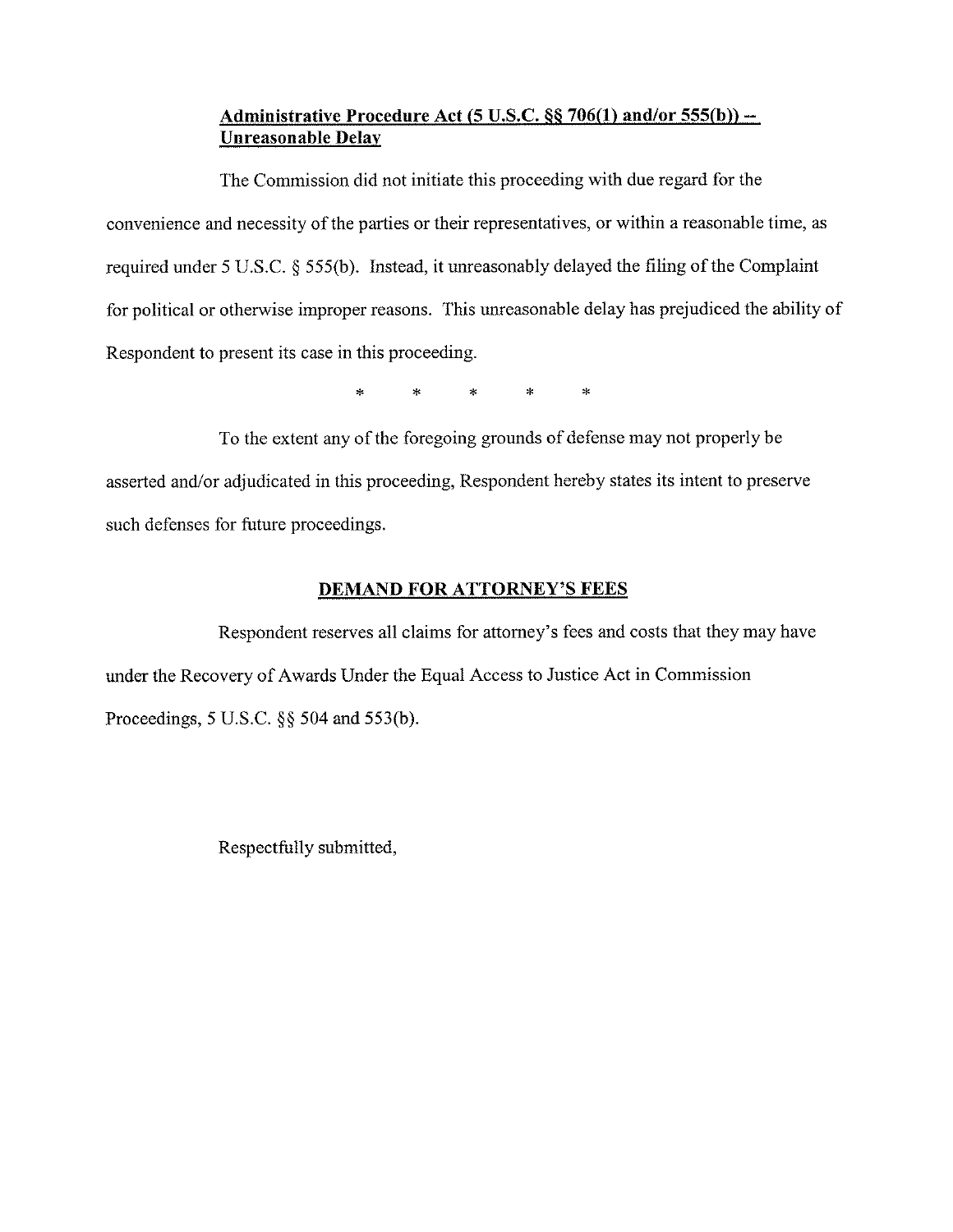**Administrative Procedure Act (5 U.S.C. §§ 706(1) and/or 555(b)) -- Unreasonable Delay**

The Commission did not initiate this proceeding with due regard for the convenience and necessity of the parties or their representatives, or within a reasonable time, as required under 5 U.S.C. § 555(b). Instead, it unreasonably delayed the filing of the Complaint for political or otherwise improper reasons. This unreasonable delay has prejudiced the ability of Respondent to present its case in this proceeding.

\* \* \* \* \*

To the extent any of the foregoing grounds of defense may not properly be asserted and/or adjudicated in this proceeding, Respondent hereby states its intent to preserve such defenses for future proceedings.

**DEMAND FOR ATTORNEY'S FEES**

Respondent reserves all claims for attorney's fees and costs that they may have under the Recovery of Awards Under the Equal Access to Justice Act in Commission Proceedings, 5 U.S.C. §§ 504 and 553(b).

Respectfully submitted,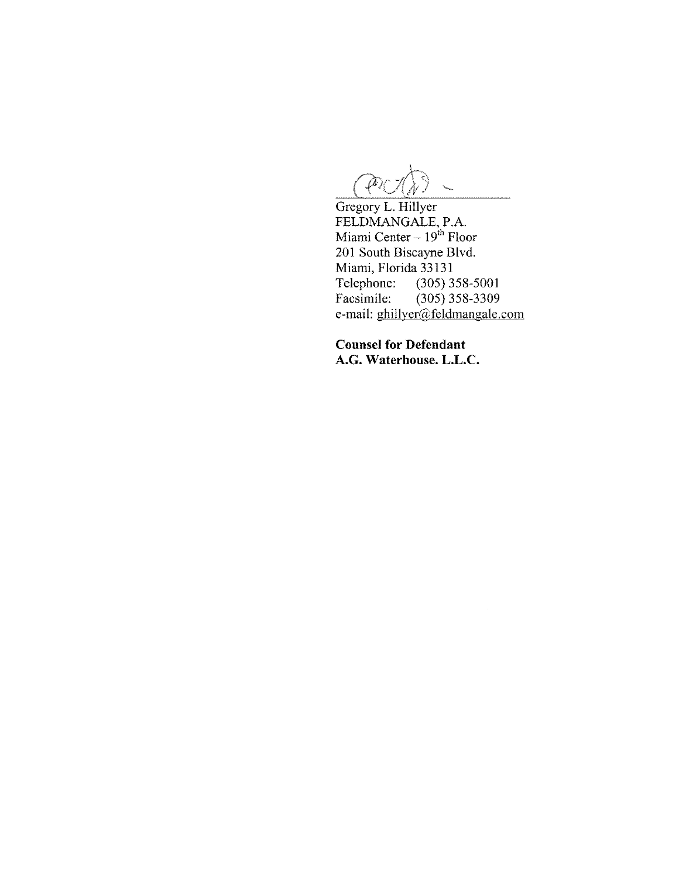Gregory L. Hillyer
FELDMANGALE, P.A.
Miami Center – $19^{th}$ Floor
201 South Biscayne Blvd.
Miami, Florida 33131
Telephone: (305) 358-5001
Facsimile: (305) 358-3309
e-mail: ghillyer@feldmangale.com

**Counsel for Defendant**
**A.G. Waterhouse. L.L.C.**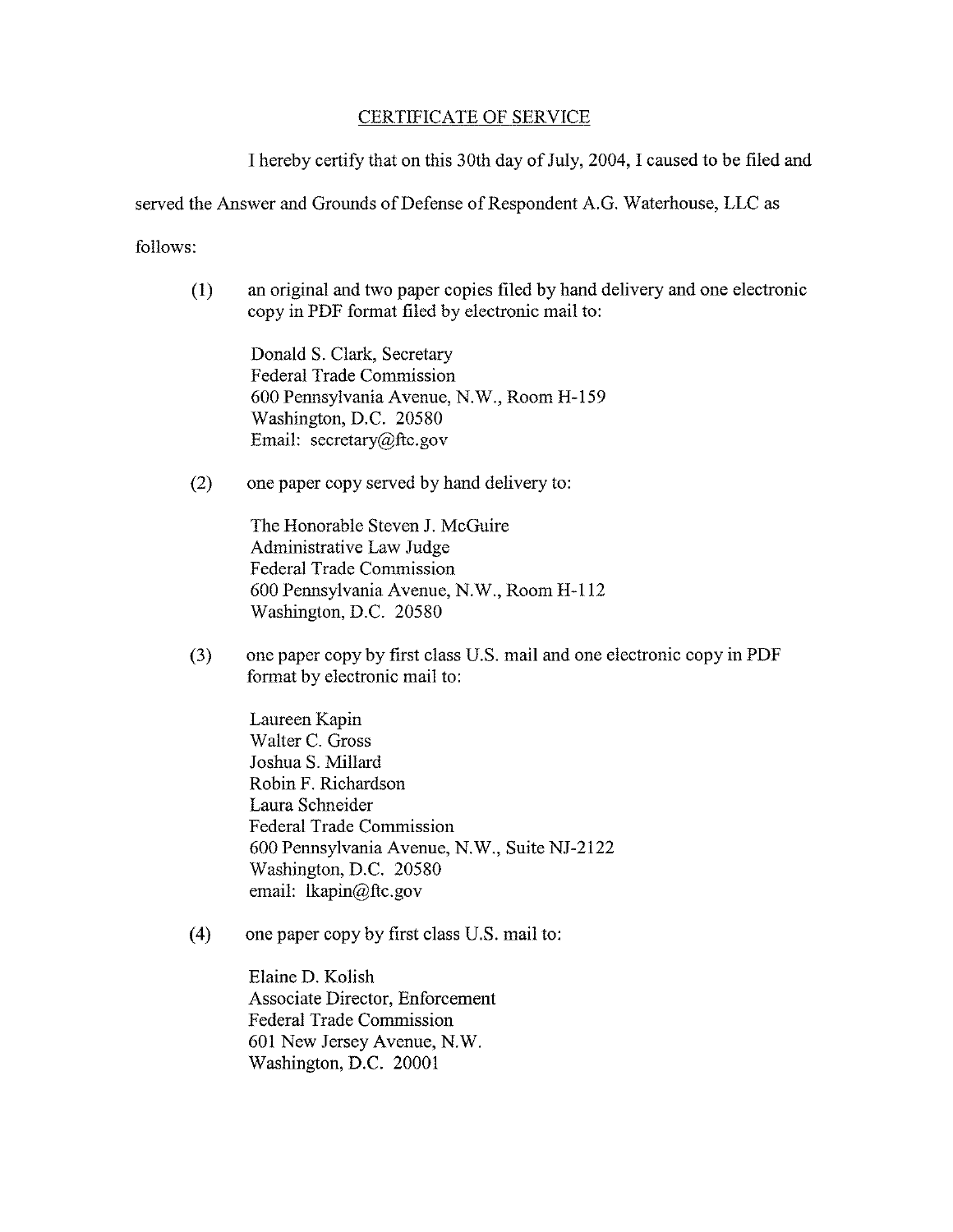## CERTIFICATE OF SERVICE

I hereby certify that on this 30th day of July, 2004, I caused to be filed and served the Answer and Grounds of Defense of Respondent A.G. Waterhouse, LLC as follows:

(1) an original and two paper copies filed by hand delivery and one electronic copy in PDF format filed by electronic mail to:

Donald S. Clark, Secretary
Federal Trade Commission
600 Pennsylvania Avenue, N.W., Room H-159
Washington, D.C. 20580
Email: secretary@ftc.gov

(2) one paper copy served by hand delivery to:

The Honorable Steven J. McGuire
Administrative Law Judge
Federal Trade Commission
600 Pennsylvania Avenue, N.W., Room H-112
Washington, D.C. 20580

(3) one paper copy by first class U.S. mail and one electronic copy in PDF format by electronic mail to:

Laureen Kapin
Walter C. Gross
Joshua S. Millard
Robin F. Richardson
Laura Schneider
Federal Trade Commission
600 Pennsylvania Avenue, N.W., Suite NJ-2122
Washington, D.C. 20580
email: lkapin@ftc.gov

(4) one paper copy by first class U.S. mail to:

Elaine D. Kolish
Associate Director, Enforcement
Federal Trade Commission
601 New Jersey Avenue, N.W.
Washington, D.C. 20001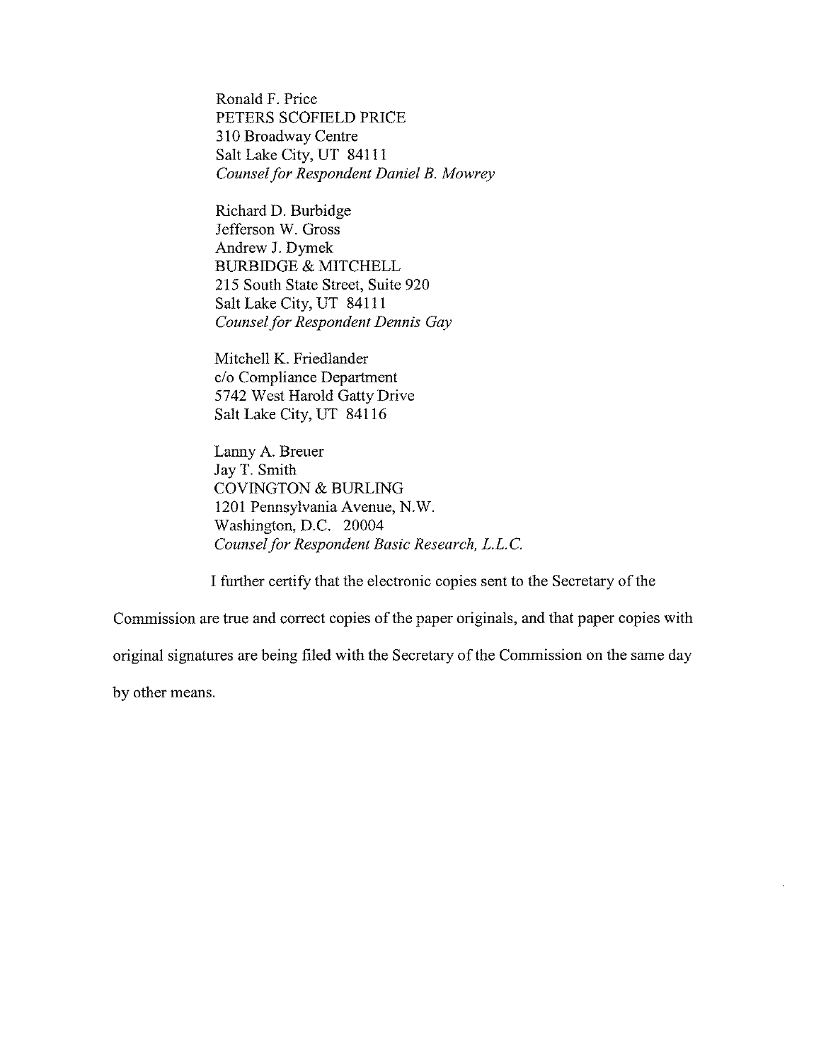Ronald F. Price  
PETERS SCOFIELD PRICE  
310 Broadway Centre  
Salt Lake City, UT 84111  
*Counsel for Respondent Daniel B. Mowrey*

Richard D. Burbidge  
Jefferson W. Gross  
Andrew J. Dymek  
BURBIDGE & MITCHELL  
215 South State Street, Suite 920  
Salt Lake City, UT 84111  
*Counsel for Respondent Dennis Gay*

Mitchell K. Friedlander  
c/o Compliance Department  
5742 West Harold Gatty Drive  
Salt Lake City, UT 84116

Lanny A. Breuer  
Jay T. Smith  
COVINGTON & BURLING  
1201 Pennsylvania Avenue, N.W.  
Washington, D.C. 20004  
*Counsel for Respondent Basic Research, L.L.C.*

I further certify that the electronic copies sent to the Secretary of the Commission are true and correct copies of the paper originals, and that paper copies with original signatures are being filed with the Secretary of the Commission on the same day by other means.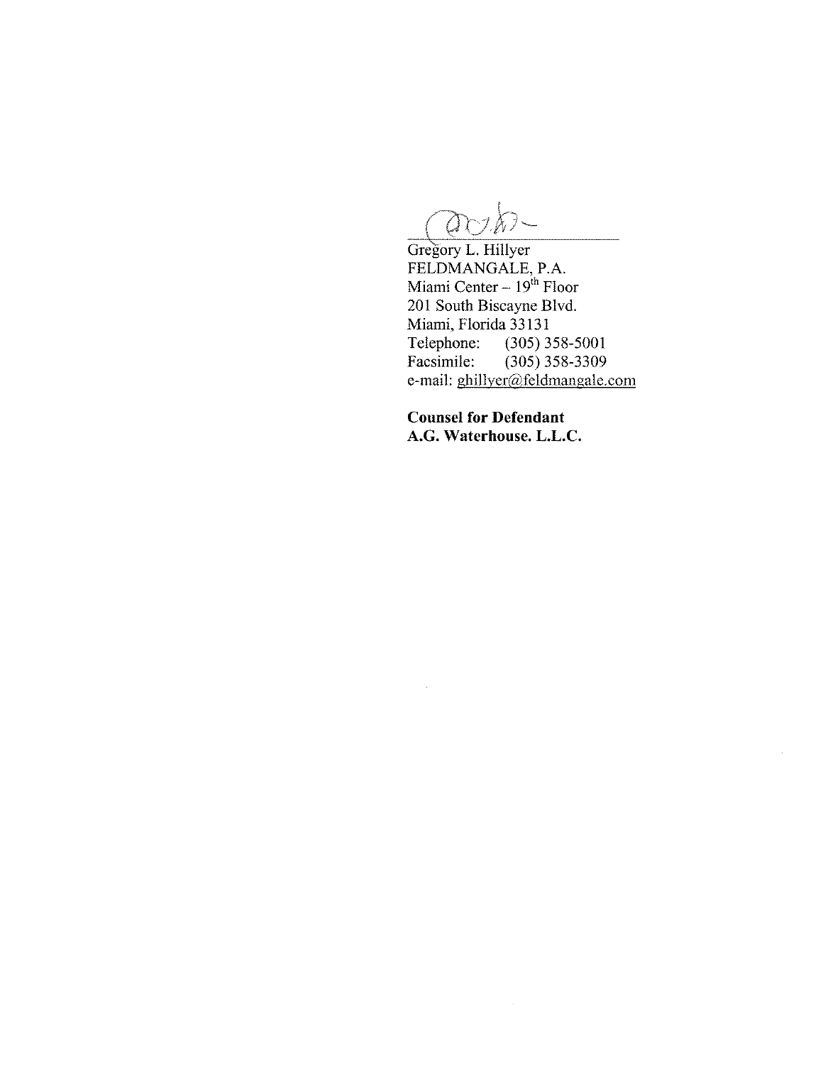Gregory L. Hillyer
FELDMANGALE, P.A.
Miami Center – 19th Floor
201 South Biscayne Blvd.
Miami, Florida 33131
Telephone: (305) 358-5001
Facsimile: (305) 358-3309
e-mail: ghillyer@feldmangale.com

**Counsel for Defendant**
**A.G. Waterhouse. L.L.C.**